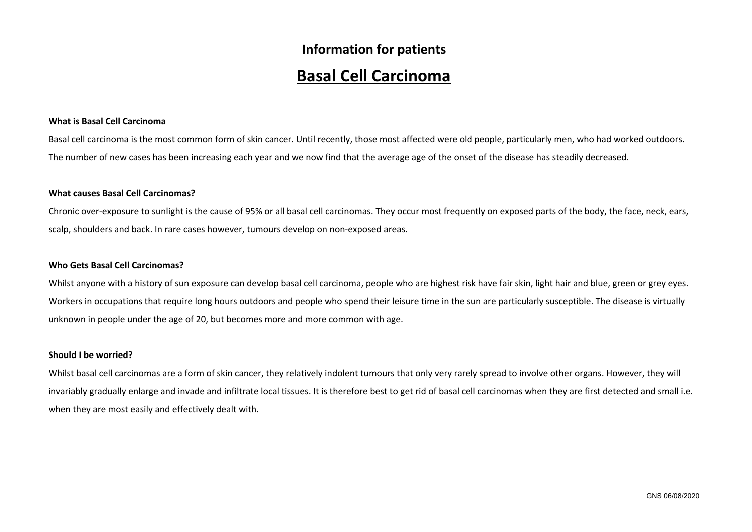## Information for patients

# Basal Cell Carcinoma

**What is Basal Cell Carcinoma**

Basal cell carcinoma is the most common form of skin cancer. Until recently, those most affected were old people, particularly men, who had worked outdoors. The number of new cases has been increasing each year and we now find that the average age of the onset of the disease has steadily decreased.

**What causes Basal Cell Carcinomas?**

Chronic over-exposure to sunlight is the cause of 95% or all basal cell carcinomas. They occur most frequently on exposed parts of the body, the face, neck, ears, scalp, shoulders and back. In rare cases however, tumours develop on non-exposed areas.

**Who Gets Basal Cell Carcinomas?**

Whilst anyone with a history of sun exposure can develop basal cell carcinoma, people who are highest risk have fair skin, light hair and blue, green or grey eyes. Workers in occupations that require long hours outdoors and people who spend their leisure time in the sun are particularly susceptible. The disease is virtually unknown in people under the age of 20, but becomes more and more common with age.

**Should I be worried?**

Whilst basal cell carcinomas are a form of skin cancer, they relatively indolent tumours that only very rarely spread to involve other organs. However, they will invariably gradually enlarge and invade and infiltrate local tissues. It is therefore best to get rid of basal cell carcinomas when they are first detected and small i.e. when they are most easily and effectively dealt with.

GNS 06/08/2020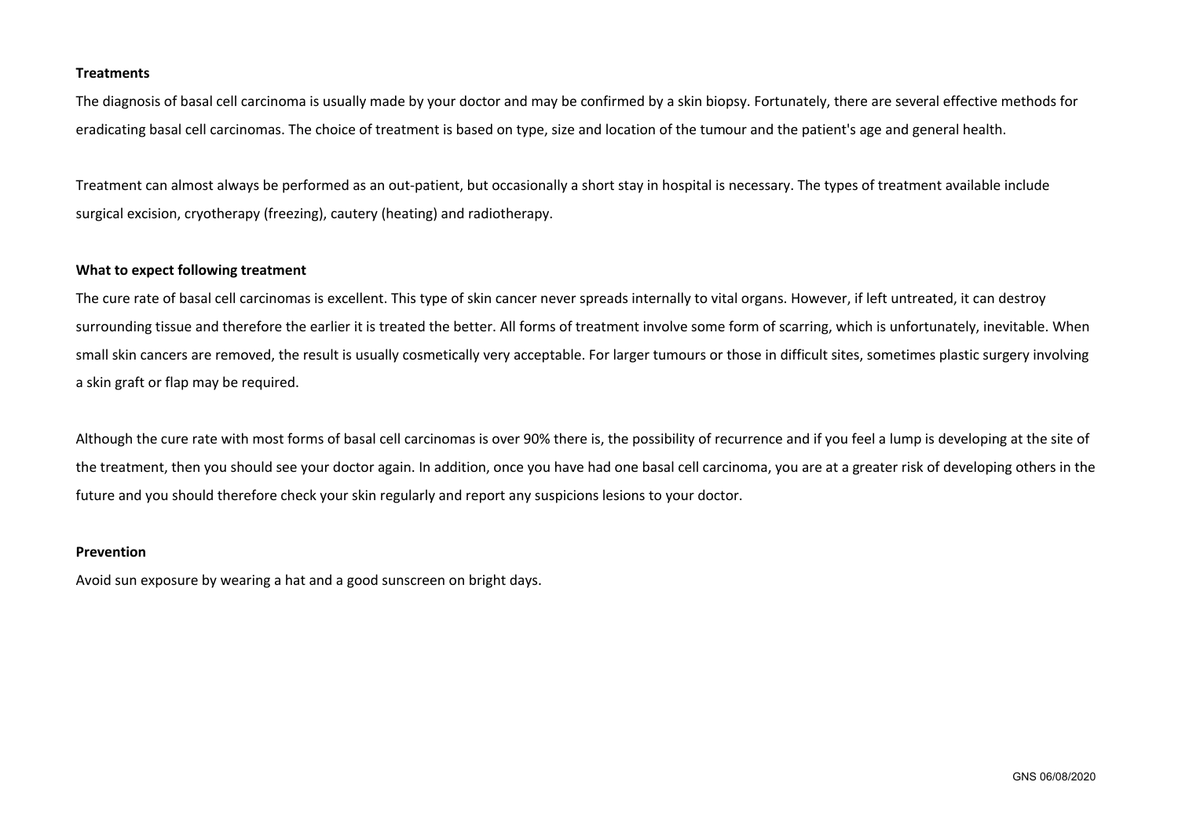**Treatments**

The diagnosis of basal cell carcinoma is usually made by your doctor and may be confirmed by a skin biopsy. Fortunately, there are several effective methods for eradicating basal cell carcinomas. The choice of treatment is based on type, size and location of the tumour and the patient's age and general health.

Treatment can almost always be performed as an out-patient, but occasionally a short stay in hospital is necessary. The types of treatment available include surgical excision, cryotherapy (freezing), cautery (heating) and radiotherapy.

**What to expect following treatment**

The cure rate of basal cell carcinomas is excellent. This type of skin cancer never spreads internally to vital organs. However, if left untreated, it can destroy surrounding tissue and therefore the earlier it is treated the better. All forms of treatment involve some form of scarring, which is unfortunately, inevitable. When small skin cancers are removed, the result is usually cosmetically very acceptable. For larger tumours or those in difficult sites, sometimes plastic surgery involving a skin graft or flap may be required.

Although the cure rate with most forms of basal cell carcinomas is over 90% there is, the possibility of recurrence and if you feel a lump is developing at the site of the treatment, then you should see your doctor again. In addition, once you have had one basal cell carcinoma, you are at a greater risk of developing others in the future and you should therefore check your skin regularly and report any suspicions lesions to your doctor.

**Prevention**

Avoid sun exposure by wearing a hat and a good sunscreen on bright days.

GNS 06/08/2020